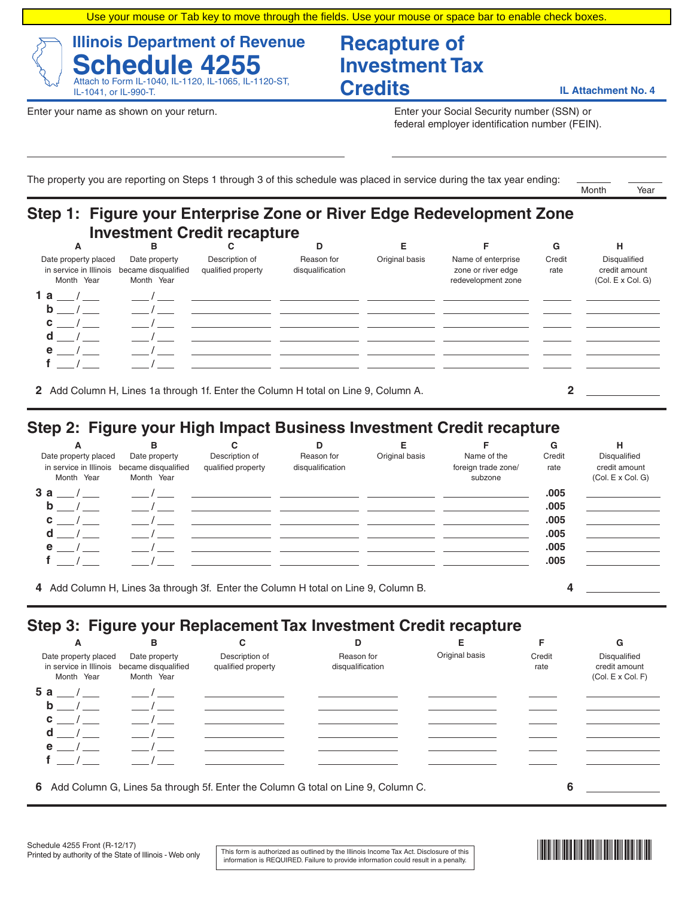Use your mouse or Tab key to move through the fields. Use your mouse or space bar to enable check boxes.

# Illinois Department of Revenue
# Schedule 4255
Attach to Form IL-1040, IL-1120, IL-1065, IL-1120-ST, IL-1041, or IL-990-T.

# Recapture of Investment Tax Credits

IL Attachment No. 4

Enter your name as shown on your return. ______________________

Enter your Social Security number (SSN) or federal employer identification number (FEIN). ______________________

The property you are reporting on Steps 1 through 3 of this schedule was placed in service during the tax year ending: ____ Month ____ Year

## Step 1: Figure your Enterprise Zone or River Edge Redevelopment Zone Investment Credit recapture

| | A<br>Date property placed in service in Illinois<br>Month Year | B<br>Date property became disqualified<br>Month Year | C<br>Description of qualified property | D<br>Reason for disqualification | E<br>Original basis | F<br>Name of enterprise zone or river edge redevelopment zone | G<br>Credit rate | H<br>Disqualified credit amount<br>(Col. E x Col. G) |
|---|---|---|---|---|---|---|---|---|
| 1 a | ___ / ___ | ___ / ___ | | | | | | |
| b | ___ / ___ | ___ / ___ | | | | | | |
| c | ___ / ___ | ___ / ___ | | | | | | |
| d | ___ / ___ | ___ / ___ | | | | | | |
| e | ___ / ___ | ___ / ___ | | | | | | |
| f | ___ / ___ | ___ / ___ | | | | | | |

**2** Add Column H, Lines 1a through 1f. Enter the Column H total on Line 9, Column A. **2** ________

## Step 2: Figure your High Impact Business Investment Credit recapture

| | A<br>Date property placed in service in Illinois<br>Month Year | B<br>Date property became disqualified<br>Month Year | C<br>Description of qualified property | D<br>Reason for disqualification | E<br>Original basis | F<br>Name of the foreign trade zone/ subzone | G<br>Credit rate | H<br>Disqualified credit amount<br>(Col. E x Col. G) |
|---|---|---|---|---|---|---|---|---|
| 3 a | ___ / ___ | ___ / ___ | | | | | .005 | |
| b | ___ / ___ | ___ / ___ | | | | | .005 | |
| c | ___ / ___ | ___ / ___ | | | | | .005 | |
| d | ___ / ___ | ___ / ___ | | | | | .005 | |
| e | ___ / ___ | ___ / ___ | | | | | .005 | |
| f | ___ / ___ | ___ / ___ | | | | | .005 | |

**4** Add Column H, Lines 3a through 3f. Enter the Column H total on Line 9, Column B. **4** ________

## Step 3: Figure your Replacement Tax Investment Credit recapture

| | A<br>Date property placed in service in Illinois<br>Month Year | B<br>Date property became disqualified<br>Month Year | C<br>Description of qualified property | D<br>Reason for disqualification | E<br>Original basis | F<br>Credit rate | G<br>Disqualified credit amount<br>(Col. E x Col. F) |
|---|---|---|---|---|---|---|---|
| 5 a | ___ / ___ | ___ / ___ | | | | | |
| b | ___ / ___ | ___ / ___ | | | | | |
| c | ___ / ___ | ___ / ___ | | | | | |
| d | ___ / ___ | ___ / ___ | | | | | |
| e | ___ / ___ | ___ / ___ | | | | | |
| f | ___ / ___ | ___ / ___ | | | | | |

**6** Add Column G, Lines 5a through 5f. Enter the Column G total on Line 9, Column C. **6** ________

Schedule 4255 Front (R-12/17)
Printed by authority of the State of Illinois - Web only

This form is authorized as outlined by the Illinois Income Tax Act. Disclosure of this information is REQUIRED. Failure to provide information could result in a penalty.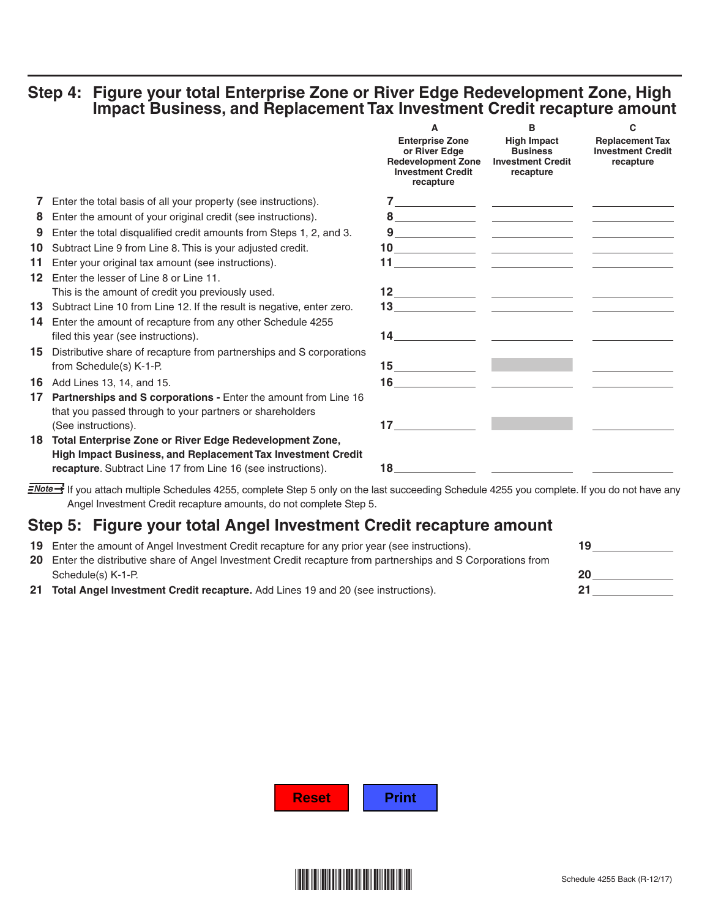## Step 4: Figure your total Enterprise Zone or River Edge Redevelopment Zone, High Impact Business, and Replacement Tax Investment Credit recapture amount

| | | A<br>Enterprise Zone or River Edge Redevelopment Zone Investment Credit recapture | B<br>High Impact Business Investment Credit recapture | C<br>Replacement Tax Investment Credit recapture |
|---|---|---|---|---|
| **7** | Enter the total basis of all your property (see instructions). | 7 ______ | ______ | ______ |
| **8** | Enter the amount of your original credit (see instructions). | 8 ______ | ______ | ______ |
| **9** | Enter the total disqualified credit amounts from Steps 1, 2, and 3. | 9 ______ | ______ | ______ |
| **10** | Subtract Line 9 from Line 8. This is your adjusted credit. | 10 ______ | ______ | ______ |
| **11** | Enter your original tax amount (see instructions). | 11 ______ | ______ | ______ |
| **12** | Enter the lesser of Line 8 or Line 11. This is the amount of credit you previously used. | 12 ______ | ______ | ______ |
| **13** | Subtract Line 10 from Line 12. If the result is negative, enter zero. | 13 ______ | ______ | ______ |
| **14** | Enter the amount of recapture from any other Schedule 4255 filed this year (see instructions). | 14 ______ | ______ | ______ |
| **15** | Distributive share of recapture from partnerships and S corporations from Schedule(s) K-1-P. | 15 ______ | | ______ |
| **16** | Add Lines 13, 14, and 15. | 16 ______ | ______ | ______ |
| **17** | **Partnerships and S corporations -** Enter the amount from Line 16 that you passed through to your partners or shareholders (See instructions). | 17 ______ | | ______ |
| **18** | **Total Enterprise Zone or River Edge Redevelopment Zone, High Impact Business, and Replacement Tax Investment Credit recapture**. Subtract Line 17 from Line 16 (see instructions). | 18 ______ | ______ | ______ |

**Note** If you attach multiple Schedules 4255, complete Step 5 only on the last succeeding Schedule 4255 you complete. If you do not have any Angel Investment Credit recapture amounts, do not complete Step 5.

## Step 5: Figure your total Angel Investment Credit recapture amount

**19** Enter the amount of Angel Investment Credit recapture for any prior year (see instructions). **19** ______

**20** Enter the distributive share of Angel Investment Credit recapture from partnerships and S Corporations from Schedule(s) K-1-P. **20** ______

**21** **Total Angel Investment Credit recapture.** Add Lines 19 and 20 (see instructions). **21** ______

Reset Print

Schedule 4255 Back (R-12/17)